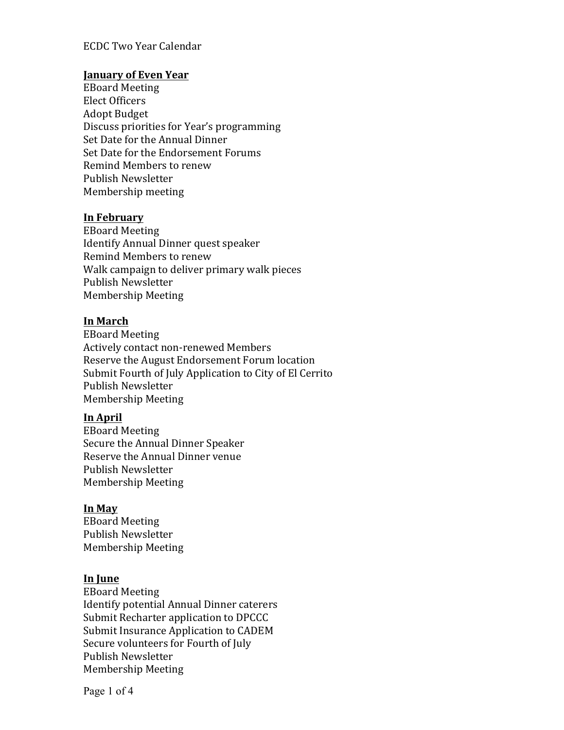ECDC Two Year Calendar

**January of Even Year**

EBoard Meeting
Elect Officers
Adopt Budget
Discuss priorities for Year's programming
Set Date for the Annual Dinner
Set Date for the Endorsement Forums
Remind Members to renew
Publish Newsletter
Membership meeting

**In February**

EBoard Meeting
Identify Annual Dinner quest speaker
Remind Members to renew
Walk campaign to deliver primary walk pieces
Publish Newsletter
Membership Meeting

**In March**

EBoard Meeting
Actively contact non-renewed Members
Reserve the August Endorsement Forum location
Submit Fourth of July Application to City of El Cerrito
Publish Newsletter
Membership Meeting

**In April**

EBoard Meeting
Secure the Annual Dinner Speaker
Reserve the Annual Dinner venue
Publish Newsletter
Membership Meeting

**In May**

EBoard Meeting
Publish Newsletter
Membership Meeting

**In June**

EBoard Meeting
Identify potential Annual Dinner caterers
Submit Recharter application to DPCCC
Submit Insurance Application to CADEM
Secure volunteers for Fourth of July
Publish Newsletter
Membership Meeting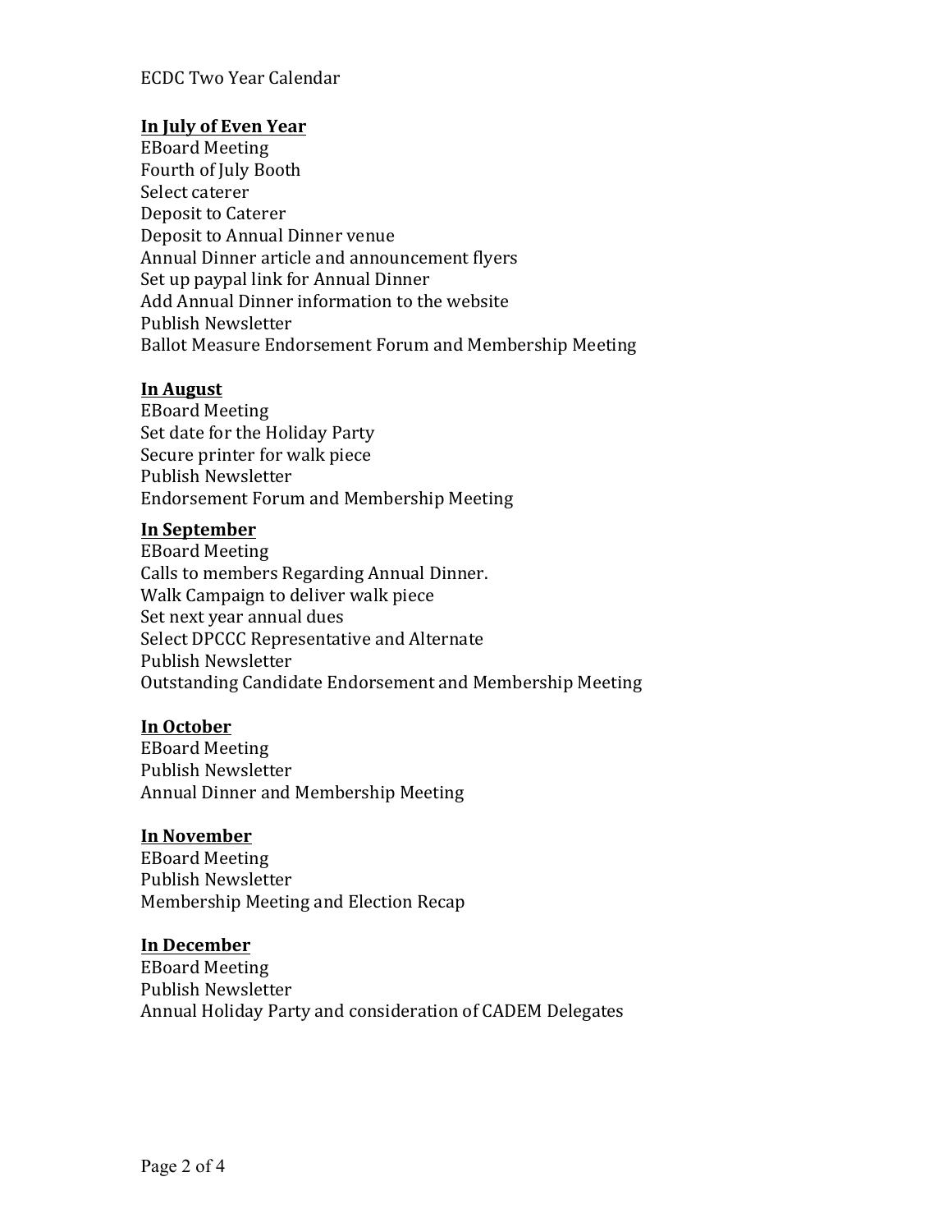ECDC Two Year Calendar

**<u>In July of Even Year</u>**

EBoard Meeting
Fourth of July Booth
Select caterer
Deposit to Caterer
Deposit to Annual Dinner venue
Annual Dinner article and announcement flyers
Set up paypal link for Annual Dinner
Add Annual Dinner information to the website
Publish Newsletter
Ballot Measure Endorsement Forum and Membership Meeting

**<u>In August</u>**

EBoard Meeting
Set date for the Holiday Party
Secure printer for walk piece
Publish Newsletter
Endorsement Forum and Membership Meeting

**<u>In September</u>**

EBoard Meeting
Calls to members Regarding Annual Dinner.
Walk Campaign to deliver walk piece
Set next year annual dues
Select DPCCC Representative and Alternate
Publish Newsletter
Outstanding Candidate Endorsement and Membership Meeting

**<u>In October</u>**

EBoard Meeting
Publish Newsletter
Annual Dinner and Membership Meeting

**<u>In November</u>**

EBoard Meeting
Publish Newsletter
Membership Meeting and Election Recap

**<u>In December</u>**

EBoard Meeting
Publish Newsletter
Annual Holiday Party and consideration of CADEM Delegates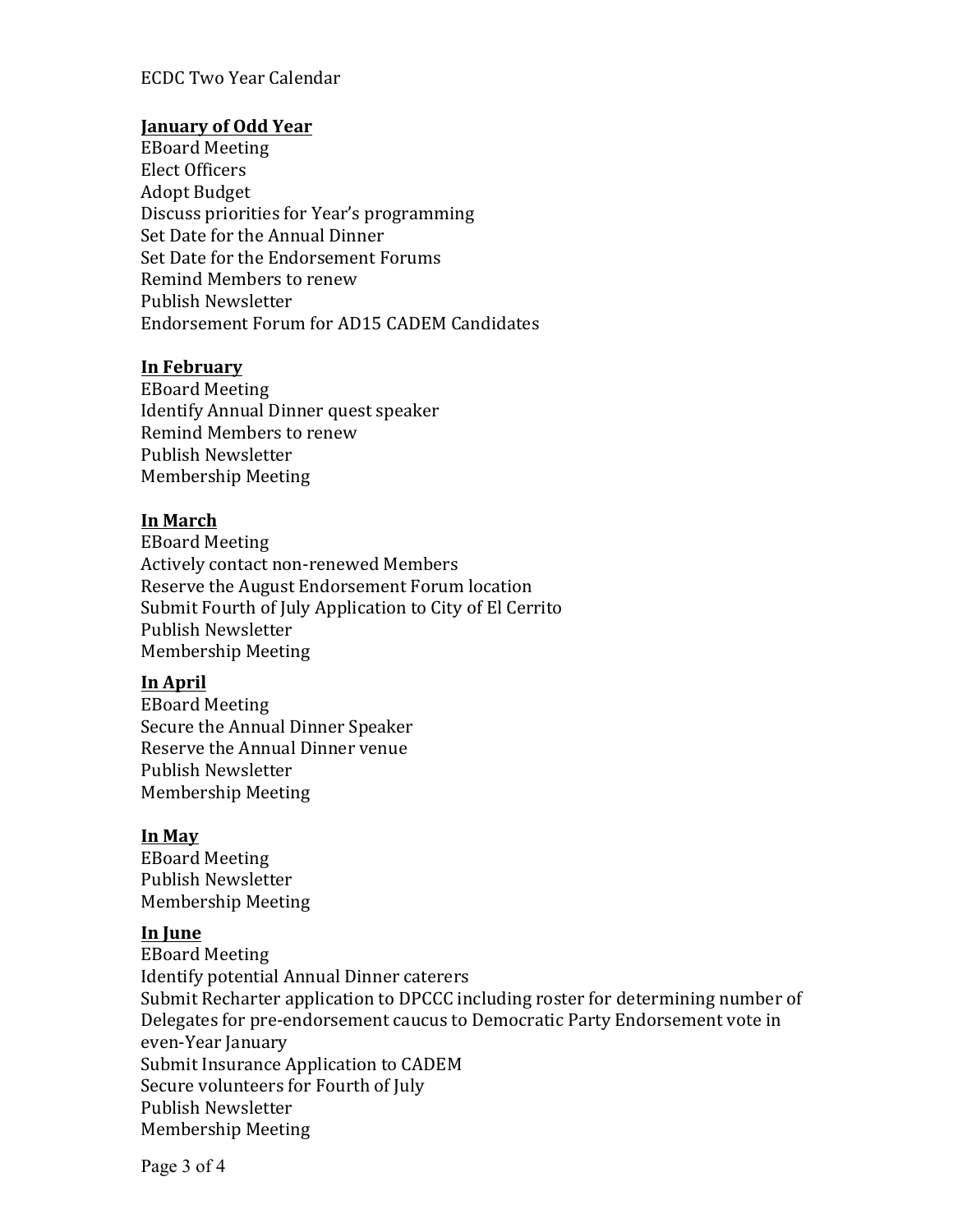ECDC Two Year Calendar

**January of Odd Year**

EBoard Meeting
Elect Officers
Adopt Budget
Discuss priorities for Year's programming
Set Date for the Annual Dinner
Set Date for the Endorsement Forums
Remind Members to renew
Publish Newsletter
Endorsement Forum for AD15 CADEM Candidates

**In February**

EBoard Meeting
Identify Annual Dinner quest speaker
Remind Members to renew
Publish Newsletter
Membership Meeting

**In March**

EBoard Meeting
Actively contact non-renewed Members
Reserve the August Endorsement Forum location
Submit Fourth of July Application to City of El Cerrito
Publish Newsletter
Membership Meeting

**In April**

EBoard Meeting
Secure the Annual Dinner Speaker
Reserve the Annual Dinner venue
Publish Newsletter
Membership Meeting

**In May**

EBoard Meeting
Publish Newsletter
Membership Meeting

**In June**

EBoard Meeting
Identify potential Annual Dinner caterers
Submit Recharter application to DPCCC including roster for determining number of Delegates for pre-endorsement caucus to Democratic Party Endorsement vote in even-Year January
Submit Insurance Application to CADEM
Secure volunteers for Fourth of July
Publish Newsletter
Membership Meeting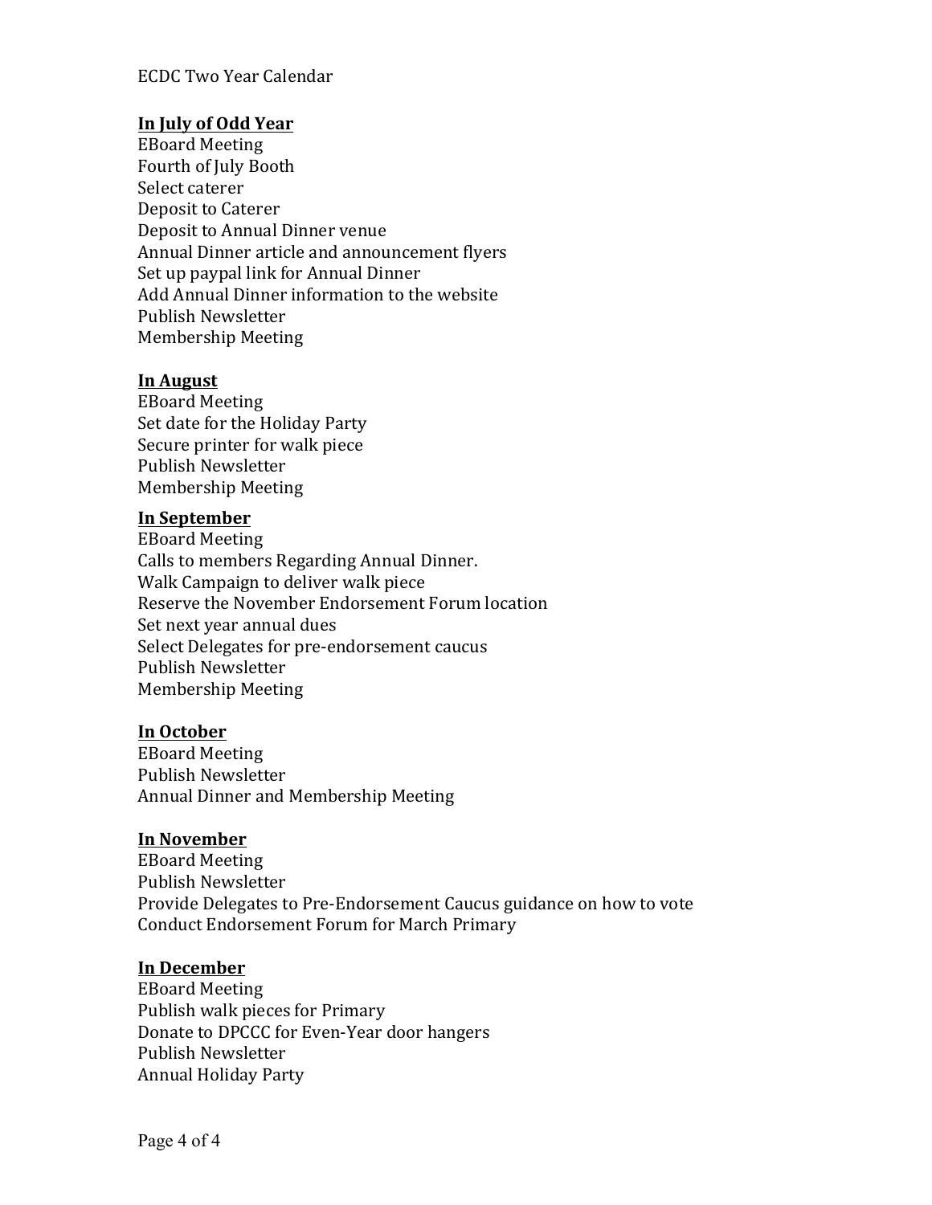ECDC Two Year Calendar

**In July of Odd Year**

EBoard Meeting
Fourth of July Booth
Select caterer
Deposit to Caterer
Deposit to Annual Dinner venue
Annual Dinner article and announcement flyers
Set up paypal link for Annual Dinner
Add Annual Dinner information to the website
Publish Newsletter
Membership Meeting

**In August**

EBoard Meeting
Set date for the Holiday Party
Secure printer for walk piece
Publish Newsletter
Membership Meeting

**In September**

EBoard Meeting
Calls to members Regarding Annual Dinner.
Walk Campaign to deliver walk piece
Reserve the November Endorsement Forum location
Set next year annual dues
Select Delegates for pre-endorsement caucus
Publish Newsletter
Membership Meeting

**In October**

EBoard Meeting
Publish Newsletter
Annual Dinner and Membership Meeting

**In November**

EBoard Meeting
Publish Newsletter
Provide Delegates to Pre-Endorsement Caucus guidance on how to vote
Conduct Endorsement Forum for March Primary

**In December**

EBoard Meeting
Publish walk pieces for Primary
Donate to DPCCC for Even-Year door hangers
Publish Newsletter
Annual Holiday Party